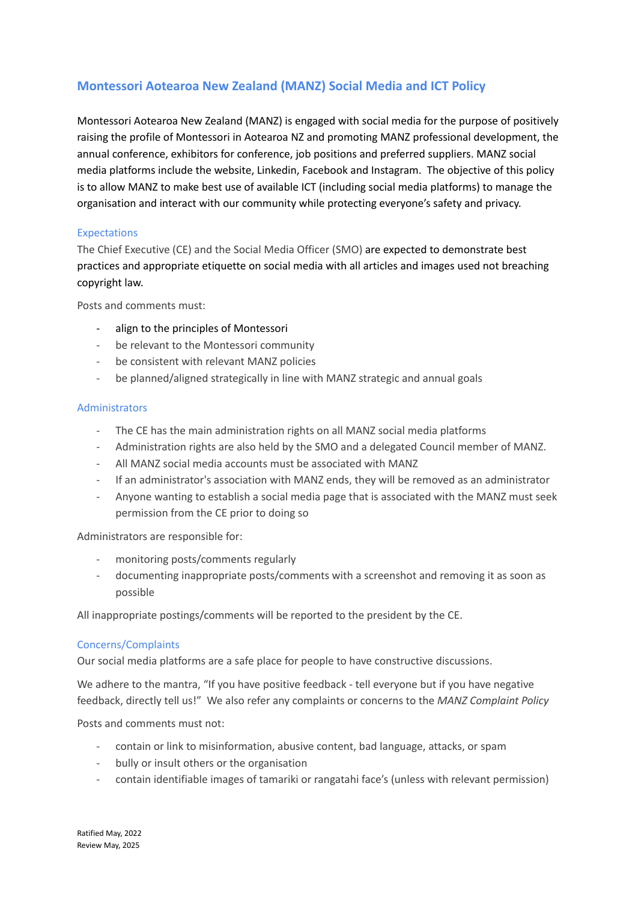# Montessori Aotearoa New Zealand (MANZ) Social Media and ICT Policy

Montessori Aotearoa New Zealand (MANZ) is engaged with social media for the purpose of positively raising the profile of Montessori in Aotearoa NZ and promoting MANZ professional development, the annual conference, exhibitors for conference, job positions and preferred suppliers. MANZ social media platforms include the website, Linkedin, Facebook and Instagram. The objective of this policy is to allow MANZ to make best use of available ICT (including social media platforms) to manage the organisation and interact with our community while protecting everyone's safety and privacy.

## Expectations

The Chief Executive (CE) and the Social Media Officer (SMO) are expected to demonstrate best practices and appropriate etiquette on social media with all articles and images used not breaching copyright law.

Posts and comments must:

- align to the principles of Montessori
- be relevant to the Montessori community
- be consistent with relevant MANZ policies
- be planned/aligned strategically in line with MANZ strategic and annual goals

## Administrators

- The CE has the main administration rights on all MANZ social media platforms
- Administration rights are also held by the SMO and a delegated Council member of MANZ.
- All MANZ social media accounts must be associated with MANZ
- If an administrator's association with MANZ ends, they will be removed as an administrator
- Anyone wanting to establish a social media page that is associated with the MANZ must seek permission from the CE prior to doing so

Administrators are responsible for:

- monitoring posts/comments regularly
- documenting inappropriate posts/comments with a screenshot and removing it as soon as possible

All inappropriate postings/comments will be reported to the president by the CE.

## Concerns/Complaints

Our social media platforms are a safe place for people to have constructive discussions.

We adhere to the mantra, "If you have positive feedback - tell everyone but if you have negative feedback, directly tell us!" We also refer any complaints or concerns to the *MANZ Complaint Policy*

Posts and comments must not:

- contain or link to misinformation, abusive content, bad language, attacks, or spam
- bully or insult others or the organisation
- contain identifiable images of tamariki or rangatahi face's (unless with relevant permission)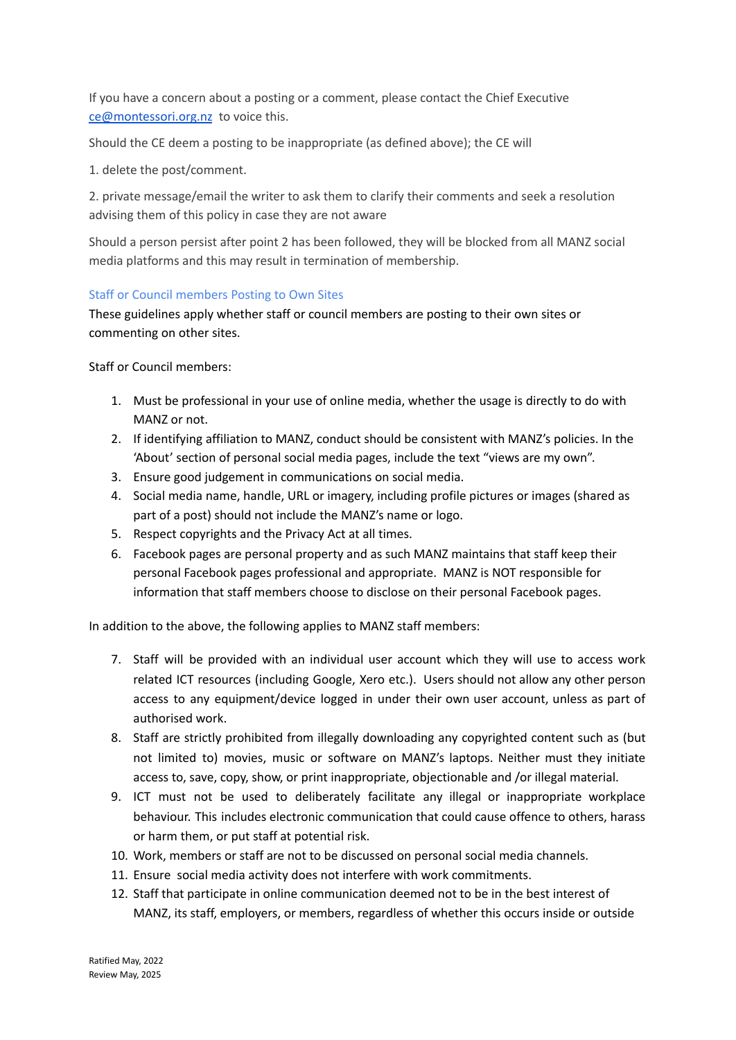If you have a concern about a posting or a comment, please contact the Chief Executive ce@montessori.org.nz to voice this.

Should the CE deem a posting to be inappropriate (as defined above); the CE will

1. delete the post/comment.

2. private message/email the writer to ask them to clarify their comments and seek a resolution advising them of this policy in case they are not aware

Should a person persist after point 2 has been followed, they will be blocked from all MANZ social media platforms and this may result in termination of membership.

### Staff or Council members Posting to Own Sites

These guidelines apply whether staff or council members are posting to their own sites or commenting on other sites.

Staff or Council members:

1. Must be professional in your use of online media, whether the usage is directly to do with MANZ or not.
2. If identifying affiliation to MANZ, conduct should be consistent with MANZ's policies. In the 'About' section of personal social media pages, include the text "views are my own".
3. Ensure good judgement in communications on social media.
4. Social media name, handle, URL or imagery, including profile pictures or images (shared as part of a post) should not include the MANZ's name or logo.
5. Respect copyrights and the Privacy Act at all times.
6. Facebook pages are personal property and as such MANZ maintains that staff keep their personal Facebook pages professional and appropriate. MANZ is NOT responsible for information that staff members choose to disclose on their personal Facebook pages.

In addition to the above, the following applies to MANZ staff members:

7. Staff will be provided with an individual user account which they will use to access work related ICT resources (including Google, Xero etc.). Users should not allow any other person access to any equipment/device logged in under their own user account, unless as part of authorised work.
8. Staff are strictly prohibited from illegally downloading any copyrighted content such as (but not limited to) movies, music or software on MANZ's laptops. Neither must they initiate access to, save, copy, show, or print inappropriate, objectionable and /or illegal material.
9. ICT must not be used to deliberately facilitate any illegal or inappropriate workplace behaviour. This includes electronic communication that could cause offence to others, harass or harm them, or put staff at potential risk.
10. Work, members or staff are not to be discussed on personal social media channels.
11. Ensure social media activity does not interfere with work commitments.
12. Staff that participate in online communication deemed not to be in the best interest of MANZ, its staff, employers, or members, regardless of whether this occurs inside or outside

Ratified May, 2022
Review May, 2025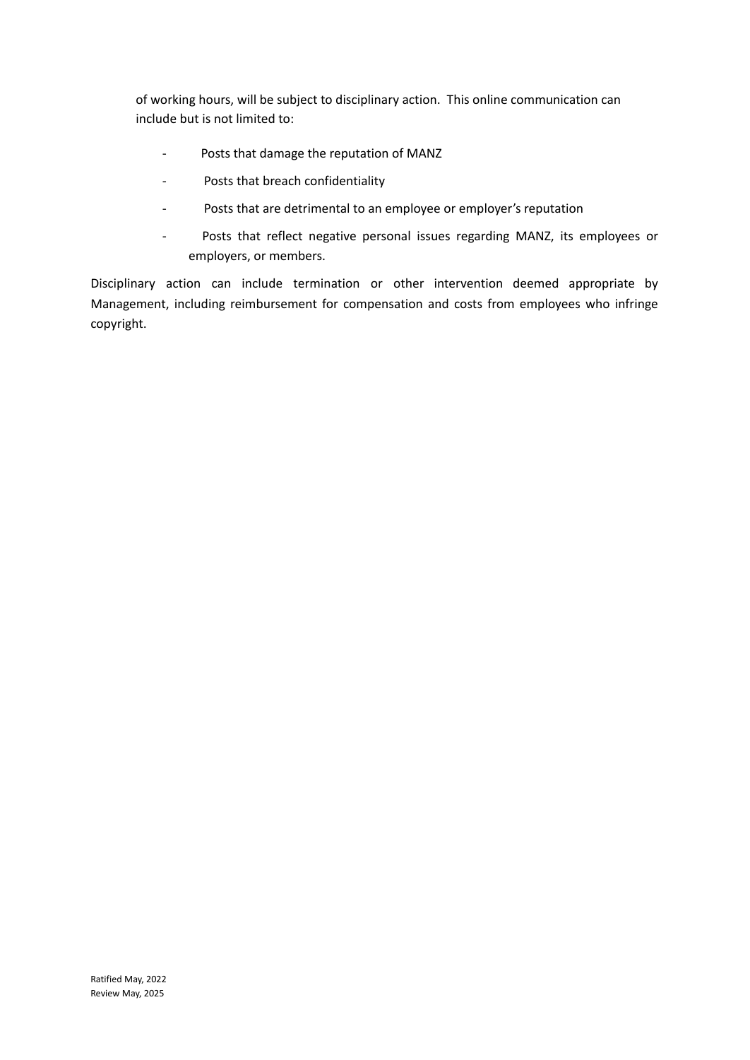of working hours, will be subject to disciplinary action. This online communication can include but is not limited to:

- Posts that damage the reputation of MANZ
- Posts that breach confidentiality
- Posts that are detrimental to an employee or employer's reputation
- Posts that reflect negative personal issues regarding MANZ, its employees or employers, or members.

Disciplinary action can include termination or other intervention deemed appropriate by Management, including reimbursement for compensation and costs from employees who infringe copyright.

Ratified May, 2022
Review May, 2025